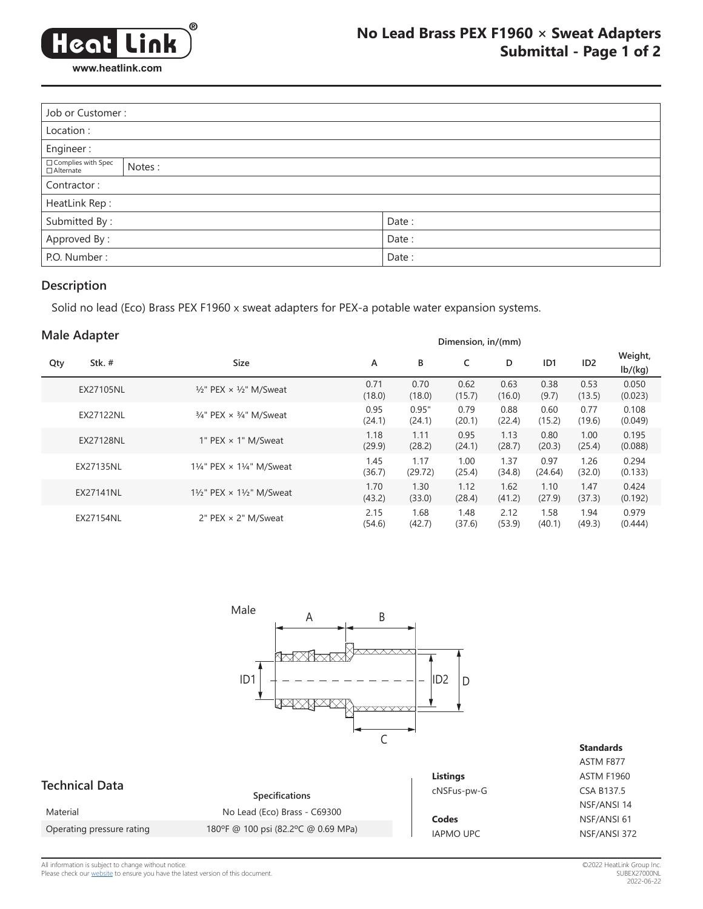# No Lead Brass PEX F1960 × Sweat Adapters

## Submittal - Page 1 of 2

| Job or Customer : | |
|---|---|
| Location : | |
| Engineer : | |
| ☐ Complies with Spec ☐ Alternate | Notes : |
| Contractor : | |
| HeatLink Rep : | |
| Submitted By : | Date : |
| Approved By : | Date : |
| P.O. Number : | Date : |

## Description

Solid no lead (Eco) Brass PEX F1960 x sweat adapters for PEX-a potable water expansion systems.

## Male Adapter

| Qty | Stk. # | Size | A | B | C | D | ID1 | ID2 | Weight, lb/(kg) |
|---|---|---|---|---|---|---|---|---|---|
| | | | Dimension, in/(mm) | | | | | | |
| | EX27105NL | ½" PEX × ½" M/Sweat | 0.71 (18.0) | 0.70 (18.0) | 0.62 (15.7) | 0.63 (16.0) | 0.38 (9.7) | 0.53 (13.5) | 0.050 (0.023) |
| | EX27122NL | ¾" PEX × ¾" M/Sweat | 0.95 (24.1) | 0.95" (24.1) | 0.79 (20.1) | 0.88 (22.4) | 0.60 (15.2) | 0.77 (19.6) | 0.108 (0.049) |
| | EX27128NL | 1" PEX × 1" M/Sweat | 1.18 (29.9) | 1.11 (28.2) | 0.95 (24.1) | 1.13 (28.7) | 0.80 (20.3) | 1.00 (25.4) | 0.195 (0.088) |
| | EX27135NL | 1¼" PEX × 1¼" M/Sweat | 1.45 (36.7) | 1.17 (29.72) | 1.00 (25.4) | 1.37 (34.8) | 0.97 (24.64) | 1.26 (32.0) | 0.294 (0.133) |
| | EX27141NL | 1½" PEX × 1½" M/Sweat | 1.70 (43.2) | 1.30 (33.0) | 1.12 (28.4) | 1.62 (41.2) | 1.10 (27.9) | 1.47 (37.3) | 0.424 (0.192) |
| | EX27154NL | 2" PEX × 2" M/Sweat | 2.15 (54.6) | 1.68 (42.7) | 1.48 (37.6) | 2.12 (53.9) | 1.58 (40.1) | 1.94 (49.3) | 0.979 (0.444) |

Male

## Technical Data

| | Specifications |
|---|---|
| Material | No Lead (Eco) Brass - C69300 |
| Operating pressure rating | 180ºF @ 100 psi (82.2ºC @ 0.69 MPa) |

**Listings**

cNSFus-pw-G

**Codes**

IAPMO UPC

**Standards**

ASTM F877
ASTM F1960
CSA B137.5
NSF/ANSI 14
NSF/ANSI 61
NSF/ANSI 372

All information is subject to change without notice.
Please check our website to ensure you have the latest version of this document.

©2022 HeatLink Group Inc.
SUBEX27000NL
2022-06-22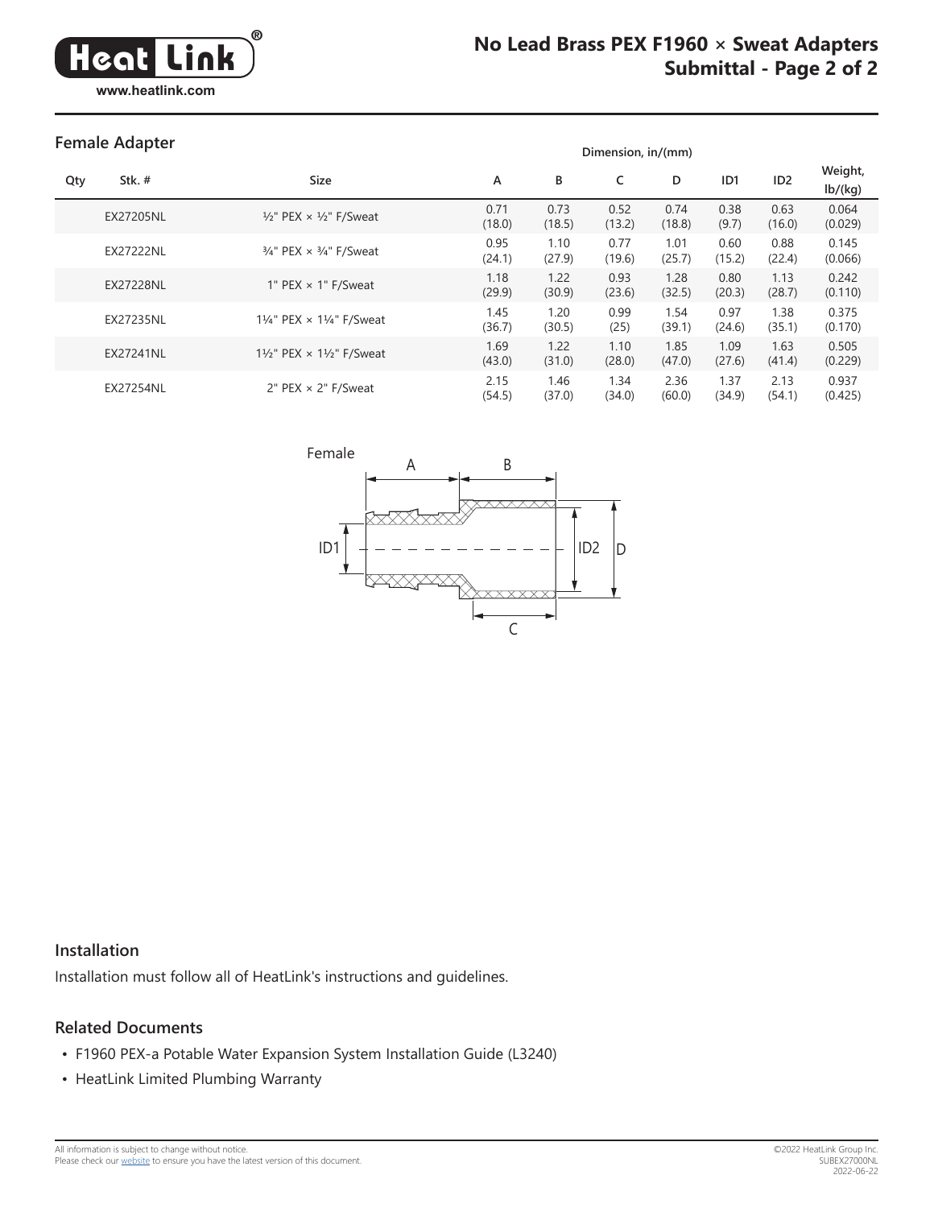## Female Adapter

| Qty | Stk. # | Size | Dimension, in/(mm) | | | | | | Weight, lb/(kg) |
|---|---|---|---|---|---|---|---|---|---|
| | | | A | B | C | D | ID1 | ID2 | |
| | EX27205NL | ½" PEX × ½" F/Sweat | 0.71 (18.0) | 0.73 (18.5) | 0.52 (13.2) | 0.74 (18.8) | 0.38 (9.7) | 0.63 (16.0) | 0.064 (0.029) |
| | EX27222NL | ¾" PEX × ¾" F/Sweat | 0.95 (24.1) | 1.10 (27.9) | 0.77 (19.6) | 1.01 (25.7) | 0.60 (15.2) | 0.88 (22.4) | 0.145 (0.066) |
| | EX27228NL | 1" PEX × 1" F/Sweat | 1.18 (29.9) | 1.22 (30.9) | 0.93 (23.6) | 1.28 (32.5) | 0.80 (20.3) | 1.13 (28.7) | 0.242 (0.110) |
| | EX27235NL | 1¼" PEX × 1¼" F/Sweat | 1.45 (36.7) | 1.20 (30.5) | 0.99 (25) | 1.54 (39.1) | 0.97 (24.6) | 1.38 (35.1) | 0.375 (0.170) |
| | EX27241NL | 1½" PEX × 1½" F/Sweat | 1.69 (43.0) | 1.22 (31.0) | 1.10 (28.0) | 1.85 (47.0) | 1.09 (27.6) | 1.63 (41.4) | 0.505 (0.229) |
| | EX27254NL | 2" PEX × 2" F/Sweat | 2.15 (54.5) | 1.46 (37.0) | 1.34 (34.0) | 2.36 (60.0) | 1.37 (34.9) | 2.13 (54.1) | 0.937 (0.425) |

Female

A

B

ID1

ID2

D

C

## Installation

Installation must follow all of HeatLink's instructions and guidelines.

## Related Documents

- F1960 PEX-a Potable Water Expansion System Installation Guide (L3240)
- HeatLink Limited Plumbing Warranty

All information is subject to change without notice.
Please check our website to ensure you have the latest version of this document.

©2022 HeatLink Group Inc.
SUBEX27000NL
2022-06-22